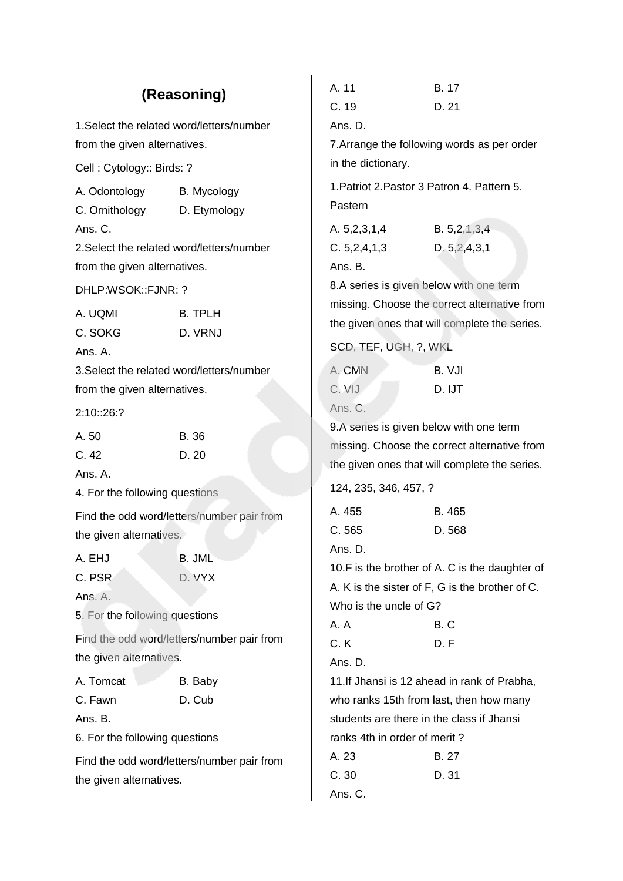## (Reasoning)

1.Select the related word/letters/number from the given alternatives.

Cell : Cytology:: Birds: ?

A. Odontology B. Mycology
C. Ornithology D. Etymology
Ans. C.

2.Select the related word/letters/number from the given alternatives.

DHLP:WSOK::FJNR: ?

A. UQMI B. TPLH
C. SOKG D. VRNJ
Ans. A.

3.Select the related word/letters/number from the given alternatives.

2:10::26:?

A. 50 B. 36
C. 42 D. 20
Ans. A.

4. For the following questions

Find the odd word/letters/number pair from the given alternatives.

A. EHJ B. JML
C. PSR D. VYX
Ans. A.

5. For the following questions

Find the odd word/letters/number pair from the given alternatives.

A. Tomcat B. Baby
C. Fawn D. Cub
Ans. B.

6. For the following questions

Find the odd word/letters/number pair from the given alternatives.

A. 11 B. 17
C. 19 D. 21
Ans. D.

7.Arrange the following words as per order in the dictionary.

1.Patriot 2.Pastor 3 Patron 4. Pattern 5. Pastern

A. 5,2,3,1,4 B. 5,2,1,3,4
C. 5,2,4,1,3 D. 5,2,4,3,1
Ans. B.

8.A series is given below with one term missing. Choose the correct alternative from the given ones that will complete the series.

SCD, TEF, UGH, ?, WKL

A. CMN B. VJI
C. VIJ D. IJT
Ans. C.

9.A series is given below with one term missing. Choose the correct alternative from the given ones that will complete the series.

124, 235, 346, 457, ?

A. 455 B. 465
C. 565 D. 568
Ans. D.

10.F is the brother of A. C is the daughter of A. K is the sister of F, G is the brother of C. Who is the uncle of G?

A. A B. C
C. K D. F
Ans. D.

11.If Jhansi is 12 ahead in rank of Prabha, who ranks 15th from last, then how many students are there in the class if Jhansi ranks 4th in order of merit ?

A. 23 B. 27
C. 30 D. 31
Ans. C.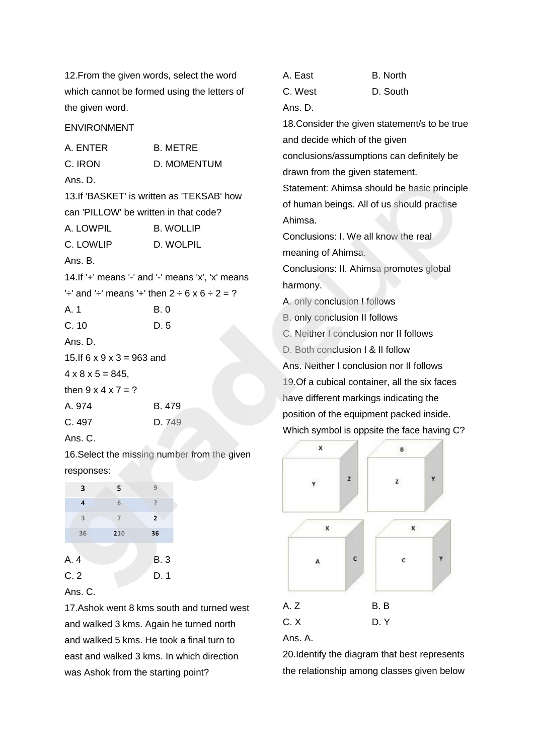12.From the given words, select the word which cannot be formed using the letters of the given word.

ENVIRONMENT

A. ENTER B. METRE

C. IRON D. MOMENTUM

Ans. D.

13.If 'BASKET' is written as 'TEKSAB' how can 'PILLOW' be written in that code?

A. LOWPIL B. WOLLIP

C. LOWLIP D. WOLPIL

Ans. B.

14.If '+' means '-' and '-' means 'x', 'x' means '÷' and '÷' means '+' then 2 ÷ 6 x 6 ÷ 2 = ?

A. 1 B. 0

C. 10 D. 5

Ans. D.

15.If 6 x 9 x 3 = 963 and

4 x 8 x 5 = 845,

then 9 x 4 x 7 = ?

A. 974 B. 479

C. 497 D. 749

Ans. C.

16.Select the missing number from the given responses:

| 3 | 5 | 9 |
|---|---|---|
| 4 | 6 | ? |
| 3 | 7 | 2 |
| 36 | 210 | 36 |

A. 4 B. 3

C. 2 D. 1

Ans. C.

17.Ashok went 8 kms south and turned west and walked 3 kms. Again he turned north and walked 5 kms. He took a final turn to east and walked 3 kms. In which direction was Ashok from the starting point?

A. East B. North

C. West D. South

Ans. D.

18.Consider the given statement/s to be true and decide which of the given conclusions/assumptions can definitely be drawn from the given statement.

Statement: Ahimsa should be basic principle of human beings. All of us should practise Ahimsa.

Conclusions: I. We all know the real meaning of Ahimsa.

Conclusions: II. Ahimsa promotes global harmony.

A. only conclusion I follows

B. only conclusion II follows

C. Neither I conclusion nor II follows

D. Both conclusion I & II follow

Ans. Neither I conclusion nor II follows

19.Of a cubical container, all the six faces have different markings indicating the position of the equipment packed inside. Which symbol is oppsite the face having C?

A. Z B. B

C. X D. Y

Ans. A.

20.Identify the diagram that best represents the relationship among classes given below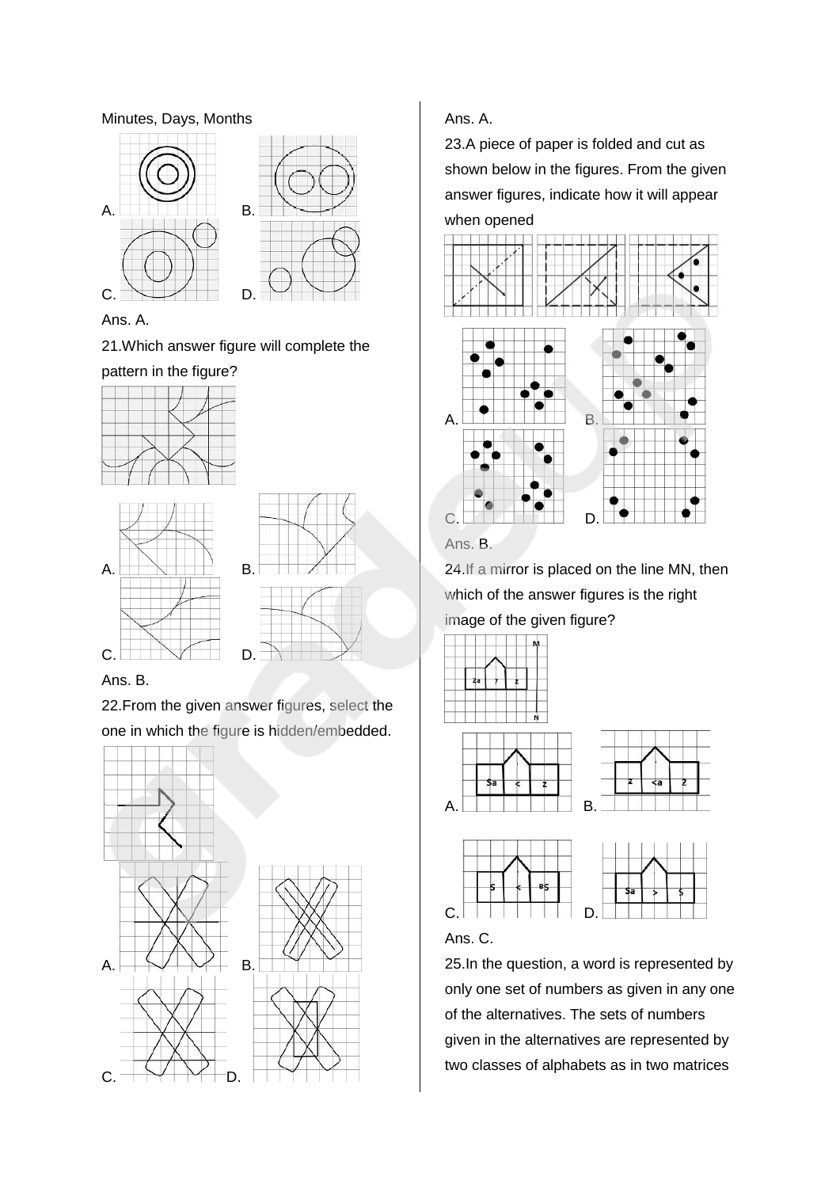Minutes, Days, Months

A.

B.

C.

D.

Ans. A.

21.Which answer figure will complete the pattern in the figure?

A.

B.

C.

D.

Ans. B.

22.From the given answer figures, select the one in which the figure is hidden/embedded.

A.

B.

C.

D.

Ans. A.

23.A piece of paper is folded and cut as shown below in the figures. From the given answer figures, indicate how it will appear when opened

A.

B.

C.

D.

Ans. B.

24.If a mirror is placed on the line MN, then which of the answer figures is the right image of the given figure?

A.

B.

C.

D.

Ans. C.

25.In the question, a word is represented by only one set of numbers as given in any one of the alternatives. The sets of numbers given in the alternatives are represented by two classes of alphabets as in two matrices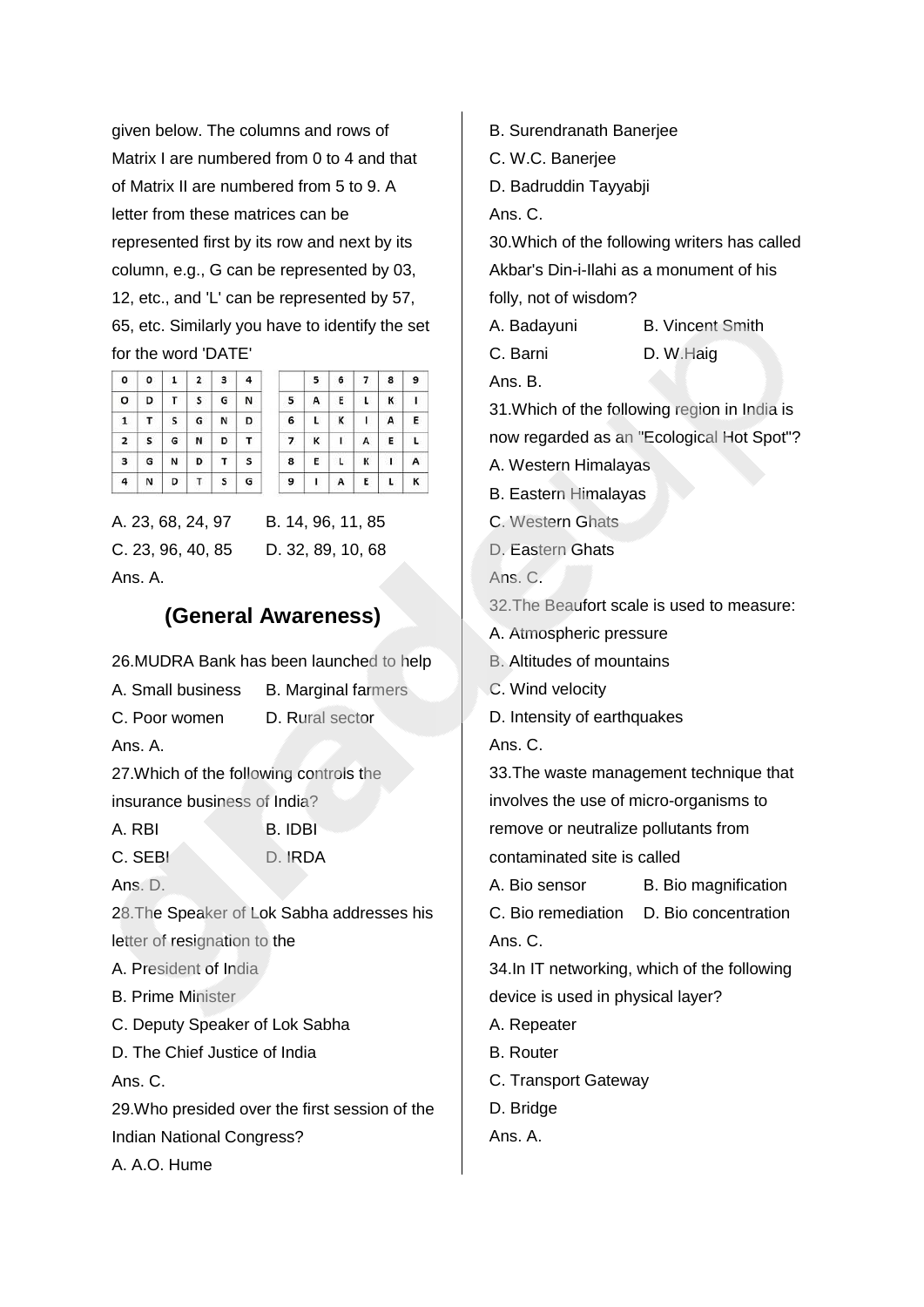given below. The columns and rows of Matrix I are numbered from 0 to 4 and that of Matrix II are numbered from 5 to 9. A letter from these matrices can be represented first by its row and next by its column, e.g., G can be represented by 03, 12, etc., and 'L' can be represented by 57, 65, etc. Similarly you have to identify the set for the word 'DATE'

| 0 | 0 | 1 | 2 | 3 | 4 |
|---|---|---|---|---|---|
| O | D | T | S | G | N |
| 1 | T | S | G | N | D |
| 2 | S | G | N | D | T |
| 3 | G | N | D | T | S |
| 4 | N | D | T | S | G |

| | 5 | 6 | 7 | 8 | 9 |
|---|---|---|---|---|---|
| 5 | A | E | L | K | I |
| 6 | L | K | I | A | E |
| 7 | K | I | A | E | L |
| 8 | E | L | K | I | A |
| 9 | I | A | E | L | K |

A. 23, 68, 24, 97
B. 14, 96, 11, 85
C. 23, 96, 40, 85
D. 32, 89, 10, 68

Ans. A.

## (General Awareness)

26.MUDRA Bank has been launched to help

A. Small business
B. Marginal farmers
C. Poor women
D. Rural sector

Ans. A.

27.Which of the following controls the insurance business of India?

A. RBI
B. IDBI
C. SEBI
D. IRDA

Ans. D.

28.The Speaker of Lok Sabha addresses his letter of resignation to the

A. President of India
B. Prime Minister
C. Deputy Speaker of Lok Sabha
D. The Chief Justice of India

Ans. C.

29.Who presided over the first session of the Indian National Congress?

A. A.O. Hume
B. Surendranath Banerjee
C. W.C. Banerjee
D. Badruddin Tayyabji

Ans. C.

30.Which of the following writers has called Akbar's Din-i-Ilahi as a monument of his folly, not of wisdom?

A. Badayuni
B. Vincent Smith
C. Barni
D. W.Haig

Ans. B.

31.Which of the following region in India is now regarded as an "Ecological Hot Spot"?

A. Western Himalayas
B. Eastern Himalayas
C. Western Ghats
D. Eastern Ghats

Ans. C.

32.The Beaufort scale is used to measure:

A. Atmospheric pressure
B. Altitudes of mountains
C. Wind velocity
D. Intensity of earthquakes

Ans. C.

33.The waste management technique that involves the use of micro-organisms to remove or neutralize pollutants from contaminated site is called

A. Bio sensor
B. Bio magnification
C. Bio remediation
D. Bio concentration

Ans. C.

34.In IT networking, which of the following device is used in physical layer?

A. Repeater
B. Router
C. Transport Gateway
D. Bridge

Ans. A.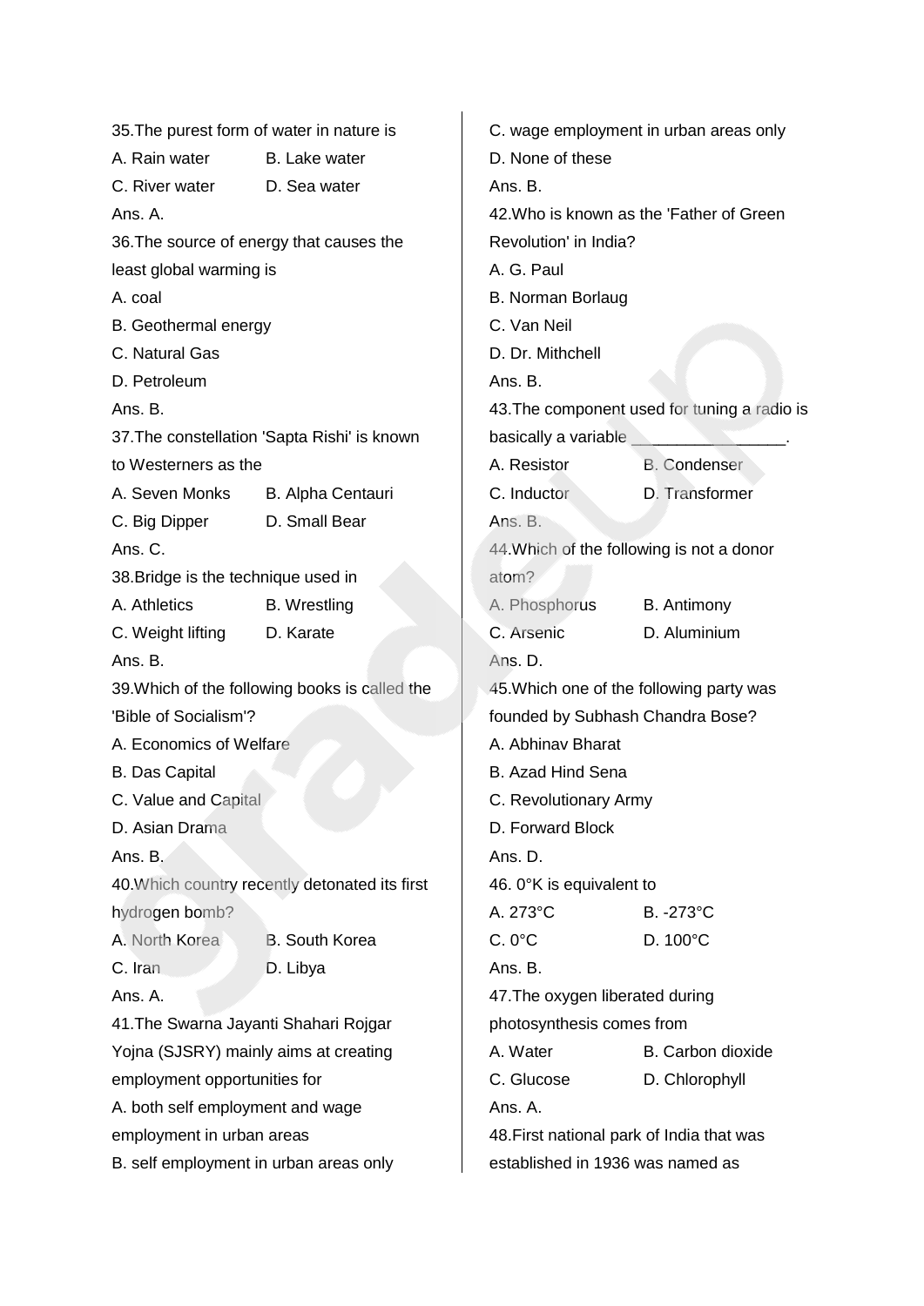35.The purest form of water in nature is

A. Rain water B. Lake water

C. River water D. Sea water

Ans. A.

36.The source of energy that causes the least global warming is

A. coal

B. Geothermal energy

C. Natural Gas

D. Petroleum

Ans. B.

37.The constellation 'Sapta Rishi' is known to Westerners as the

A. Seven Monks B. Alpha Centauri

C. Big Dipper D. Small Bear

Ans. C.

38.Bridge is the technique used in

A. Athletics B. Wrestling

C. Weight lifting D. Karate

Ans. B.

39.Which of the following books is called the 'Bible of Socialism'?

A. Economics of Welfare

B. Das Capital

C. Value and Capital

D. Asian Drama

Ans. B.

40.Which country recently detonated its first hydrogen bomb?

A. North Korea B. South Korea

C. Iran D. Libya

Ans. A.

41.The Swarna Jayanti Shahari Rojgar Yojna (SJSRY) mainly aims at creating employment opportunities for

A. both self employment and wage employment in urban areas

B. self employment in urban areas only

C. wage employment in urban areas only

D. None of these

Ans. B.

42.Who is known as the 'Father of Green Revolution' in India?

A. G. Paul

B. Norman Borlaug

C. Van Neil

D. Dr. Mithchell

Ans. B.

43.The component used for tuning a radio is basically a variable ________________.

A. Resistor B. Condenser

C. Inductor D. Transformer

Ans. B.

44.Which of the following is not a donor atom?

A. Phosphorus B. Antimony

C. Arsenic D. Aluminium

Ans. D.

45.Which one of the following party was founded by Subhash Chandra Bose?

A. Abhinav Bharat

B. Azad Hind Sena

C. Revolutionary Army

D. Forward Block

Ans. D.

46. 0°K is equivalent to

A. 273°C B. -273°C

C. 0°C D. 100°C

Ans. B.

47.The oxygen liberated during photosynthesis comes from

A. Water B. Carbon dioxide

C. Glucose D. Chlorophyll

Ans. A.

48.First national park of India that was established in 1936 was named as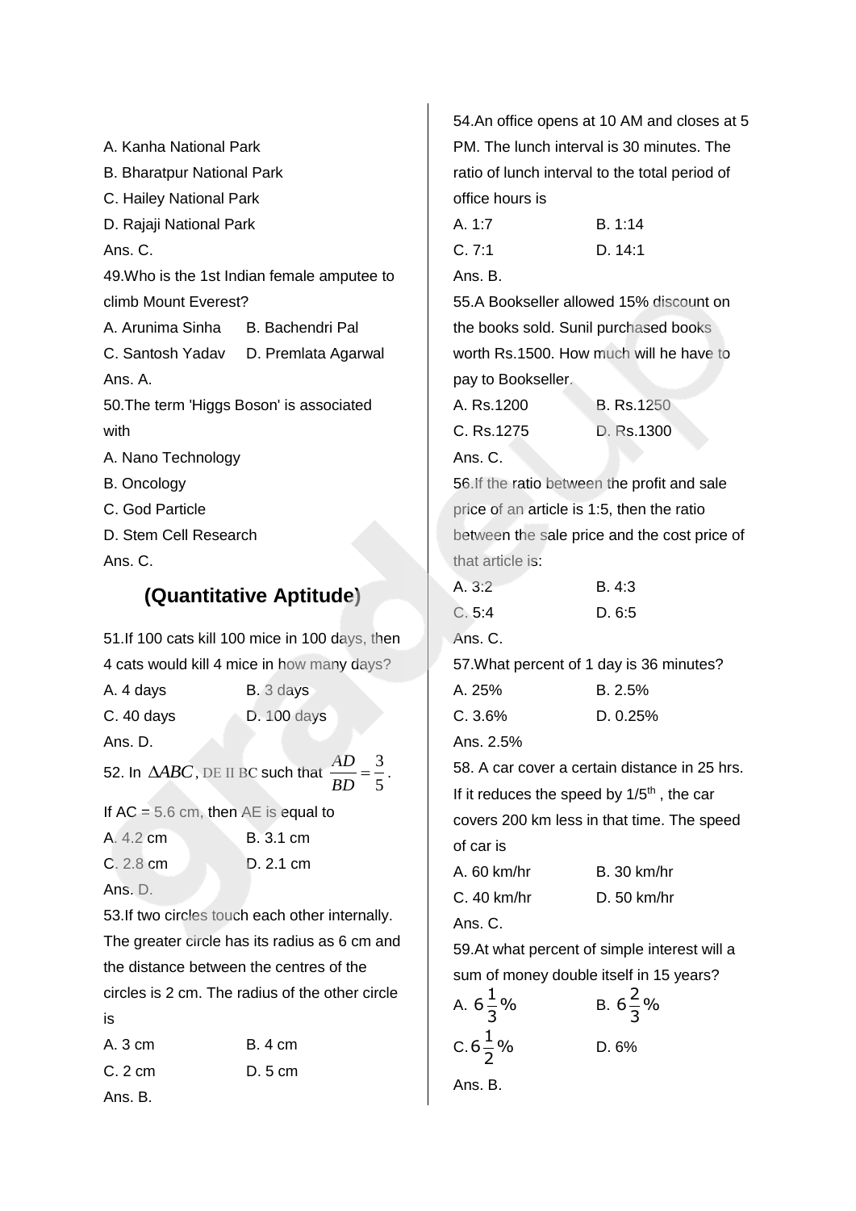A. Kanha National Park

B. Bharatpur National Park

C. Hailey National Park

D. Rajaji National Park

Ans. C.

49.Who is the 1st Indian female amputee to climb Mount Everest?

A. Arunima Sinha  B. Bachendri Pal

C. Santosh Yadav  D. Premlata Agarwal

Ans. A.

50.The term 'Higgs Boson' is associated with

A. Nano Technology

B. Oncology

C. God Particle

D. Stem Cell Research

Ans. C.

## (Quantitative Aptitude)

51.If 100 cats kill 100 mice in 100 days, then 4 cats would kill 4 mice in how many days?

A. 4 days  B. 3 days

C. 40 days  D. 100 days

Ans. D.

52. In $\Delta ABC$, DE II BC such that $\frac{AD}{BD} = \frac{3}{5}$.

If AC = 5.6 cm, then AE is equal to

A. 4.2 cm  B. 3.1 cm

C. 2.8 cm  D. 2.1 cm

Ans. D.

53.If two circles touch each other internally. The greater circle has its radius as 6 cm and the distance between the centres of the circles is 2 cm. The radius of the other circle is

A. 3 cm  B. 4 cm

C. 2 cm  D. 5 cm

Ans. B.

54.An office opens at 10 AM and closes at 5 PM. The lunch interval is 30 minutes. The ratio of lunch interval to the total period of office hours is

A. 1:7  B. 1:14

C. 7:1  D. 14:1

Ans. B.

55.A Bookseller allowed 15% discount on the books sold. Sunil purchased books worth Rs.1500. How much will he have to pay to Bookseller.

A. Rs.1200  B. Rs.1250

C. Rs.1275  D. Rs.1300

Ans. C.

56.If the ratio between the profit and sale price of an article is 1:5, then the ratio between the sale price and the cost price of that article is:

A. 3:2  B. 4:3

C. 5:4  D. 6:5

Ans. C.

57.What percent of 1 day is 36 minutes?

A. 25%  B. 2.5%

C. 3.6%  D. 0.25%

Ans. 2.5%

58. A car cover a certain distance in 25 hrs. If it reduces the speed by $1/5^{th}$ , the car covers 200 km less in that time. The speed of car is

A. 60 km/hr  B. 30 km/hr

C. 40 km/hr  D. 50 km/hr

Ans. C.

59.At what percent of simple interest will a sum of money double itself in 15 years?

A. $6\frac{1}{3}\%$  B. $6\frac{2}{3}\%$

C. $6\frac{1}{2}\%$  D. 6%

Ans. B.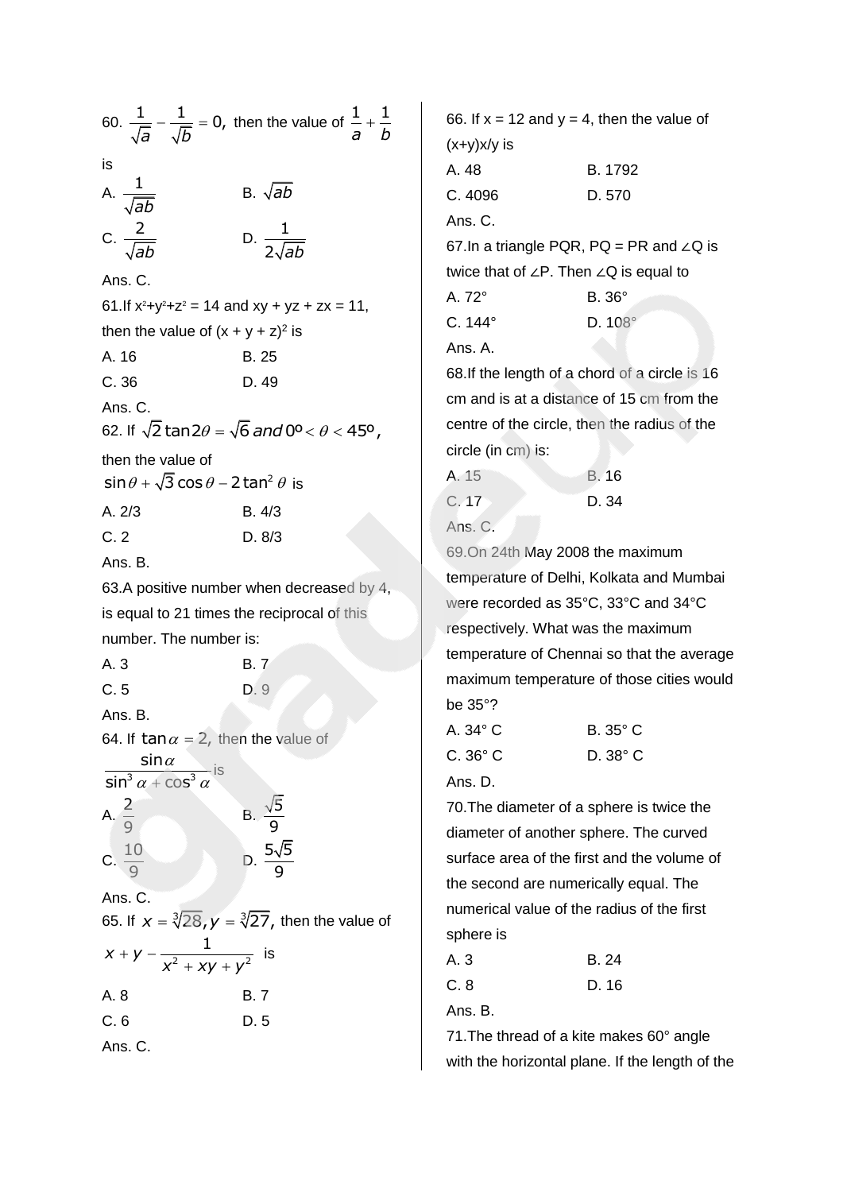60. $\frac{1}{\sqrt{a}} - \frac{1}{\sqrt{b}} = 0$, then the value of $\frac{1}{a} + \frac{1}{b}$ is

A. $\frac{1}{\sqrt{ab}}$ B. $\sqrt{ab}$

C. $\frac{2}{\sqrt{ab}}$ D. $\frac{1}{2\sqrt{ab}}$

Ans. C.

61.If $x^2+y^2+z^2 = 14$ and $xy + yz + zx = 11$, then the value of $(x + y + z)^2$ is

A. 16 B. 25

C. 36 D. 49

Ans. C.

62. If $\sqrt{2}\tan 2\theta = \sqrt{6}$ and $0^o < \theta < 45^o$, then the value of $\sin\theta + \sqrt{3}\cos\theta - 2\tan^2\theta$ is

A. 2/3 B. 4/3

C. 2 D. 8/3

Ans. B.

63.A positive number when decreased by 4, is equal to 21 times the reciprocal of this number. The number is:

A. 3 B. 7

C. 5 D. 9

Ans. B.

64. If $\tan\alpha = 2$, then the value of $\frac{\sin\alpha}{\sin^3\alpha + \cos^3\alpha}$ is

A. $\frac{2}{9}$ B. $\frac{\sqrt{5}}{9}$

C. $\frac{10}{9}$ D. $\frac{5\sqrt{5}}{9}$

Ans. C.

65. If $x = \sqrt[3]{28}, y = \sqrt[3]{27}$, then the value of $x + y - \frac{1}{x^2 + xy + y^2}$ is

A. 8 B. 7

C. 6 D. 5

Ans. C.

66. If x = 12 and y = 4, then the value of $(x+y)^{x/y}$ is

A. 48 B. 1792

C. 4096 D. 570

Ans. C.

67.In a triangle PQR, PQ = PR and ∠Q is twice that of ∠P. Then ∠Q is equal to

A. 72° B. 36°

C. 144° D. 108°

Ans. A.

68.If the length of a chord of a circle is 16 cm and is at a distance of 15 cm from the centre of the circle, then the radius of the circle (in cm) is:

A. 15 B. 16

C. 17 D. 34

Ans. C.

69.On 24th May 2008 the maximum temperature of Delhi, Kolkata and Mumbai were recorded as 35°C, 33°C and 34°C respectively. What was the maximum temperature of Chennai so that the average maximum temperature of those cities would be 35°?

A. 34° C B. 35° C

C. 36° C D. 38° C

Ans. D.

70.The diameter of a sphere is twice the diameter of another sphere. The curved surface area of the first and the volume of the second are numerically equal. The numerical value of the radius of the first sphere is

A. 3 B. 24

C. 8 D. 16

Ans. B.

71.The thread of a kite makes 60° angle with the horizontal plane. If the length of the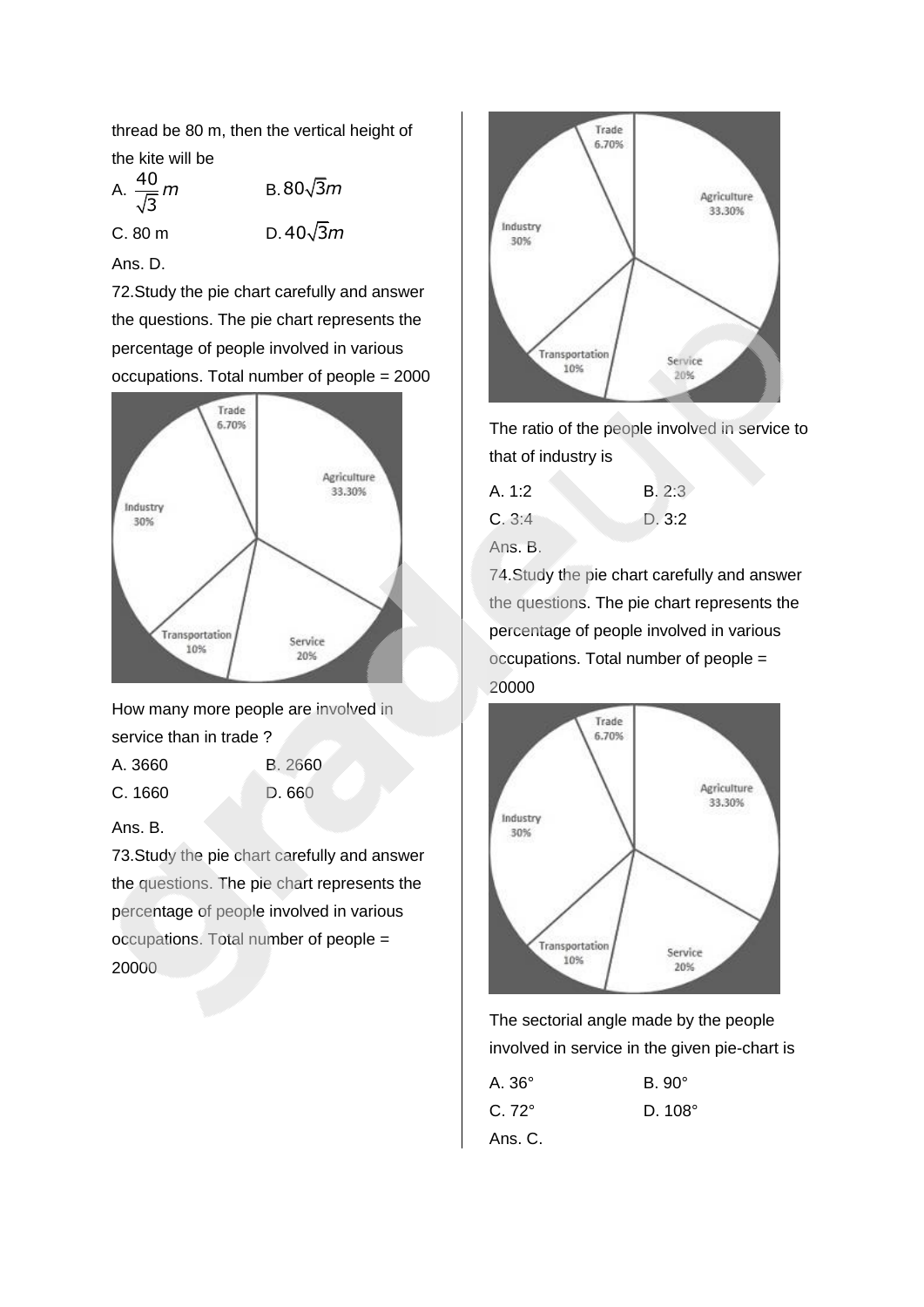thread be 80 m, then the vertical height of the kite will be

A. $\frac{40}{\sqrt{3}}m$ B. $80\sqrt{3}m$

C. 80 m D. $40\sqrt{3}m$

Ans. D.

72.Study the pie chart carefully and answer the questions. The pie chart represents the percentage of people involved in various occupations. Total number of people = 2000

How many more people are involved in service than in trade ?

A. 3660 B. 2660

C. 1660 D. 660

Ans. B.

73.Study the pie chart carefully and answer the questions. The pie chart represents the percentage of people involved in various occupations. Total number of people = 20000

The ratio of the people involved in service to that of industry is

A. 1:2 B. 2:3

C. 3:4 D. 3:2

Ans. B.

74.Study the pie chart carefully and answer the questions. The pie chart represents the percentage of people involved in various occupations. Total number of people = 20000

The sectorial angle made by the people involved in service in the given pie-chart is

A. 36° B. 90°

C. 72° D. 108°

Ans. C.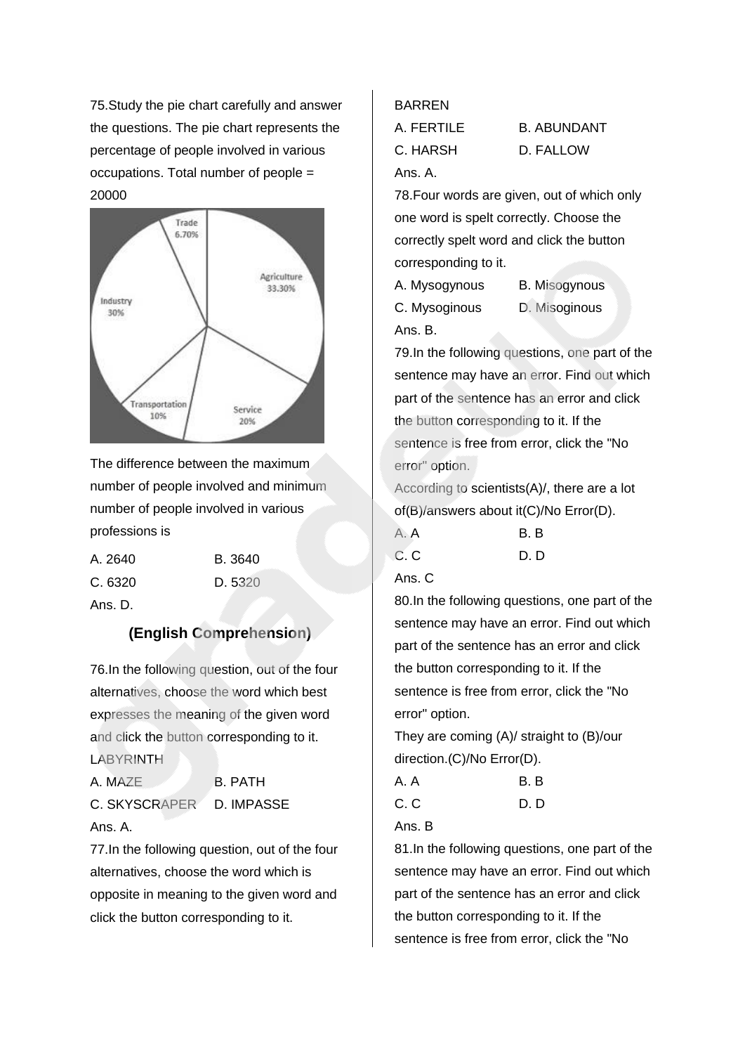75.Study the pie chart carefully and answer the questions. The pie chart represents the percentage of people involved in various occupations. Total number of people = 20000

The difference between the maximum number of people involved and minimum number of people involved in various professions is

A. 2640 B. 3640

C. 6320 D. 5320

Ans. D.

### (English Comprehension)

76.In the following question, out of the four alternatives, choose the word which best expresses the meaning of the given word and click the button corresponding to it.

LABYRINTH

A. MAZE B. PATH

C. SKYSCRAPER D. IMPASSE

Ans. A.

77.In the following question, out of the four alternatives, choose the word which is opposite in meaning to the given word and click the button corresponding to it.

BARREN

A. FERTILE B. ABUNDANT

C. HARSH D. FALLOW

Ans. A.

78.Four words are given, out of which only one word is spelt correctly. Choose the correctly spelt word and click the button corresponding to it.

A. Mysogynous B. Misogynous

C. Mysoginous D. Misoginous

Ans. B.

79.In the following questions, one part of the sentence may have an error. Find out which part of the sentence has an error and click the button corresponding to it. If the sentence is free from error, click the "No error" option.

According to scientists(A)/, there are a lot of(B)/answers about it(C)/No Error(D).

A. A B. B

C. C D. D

Ans. C

80.In the following questions, one part of the sentence may have an error. Find out which part of the sentence has an error and click the button corresponding to it. If the sentence is free from error, click the "No error" option.

They are coming (A)/ straight to (B)/our direction.(C)/No Error(D).

A. A B. B

C. C D. D

Ans. B

81.In the following questions, one part of the sentence may have an error. Find out which part of the sentence has an error and click the button corresponding to it. If the sentence is free from error, click the "No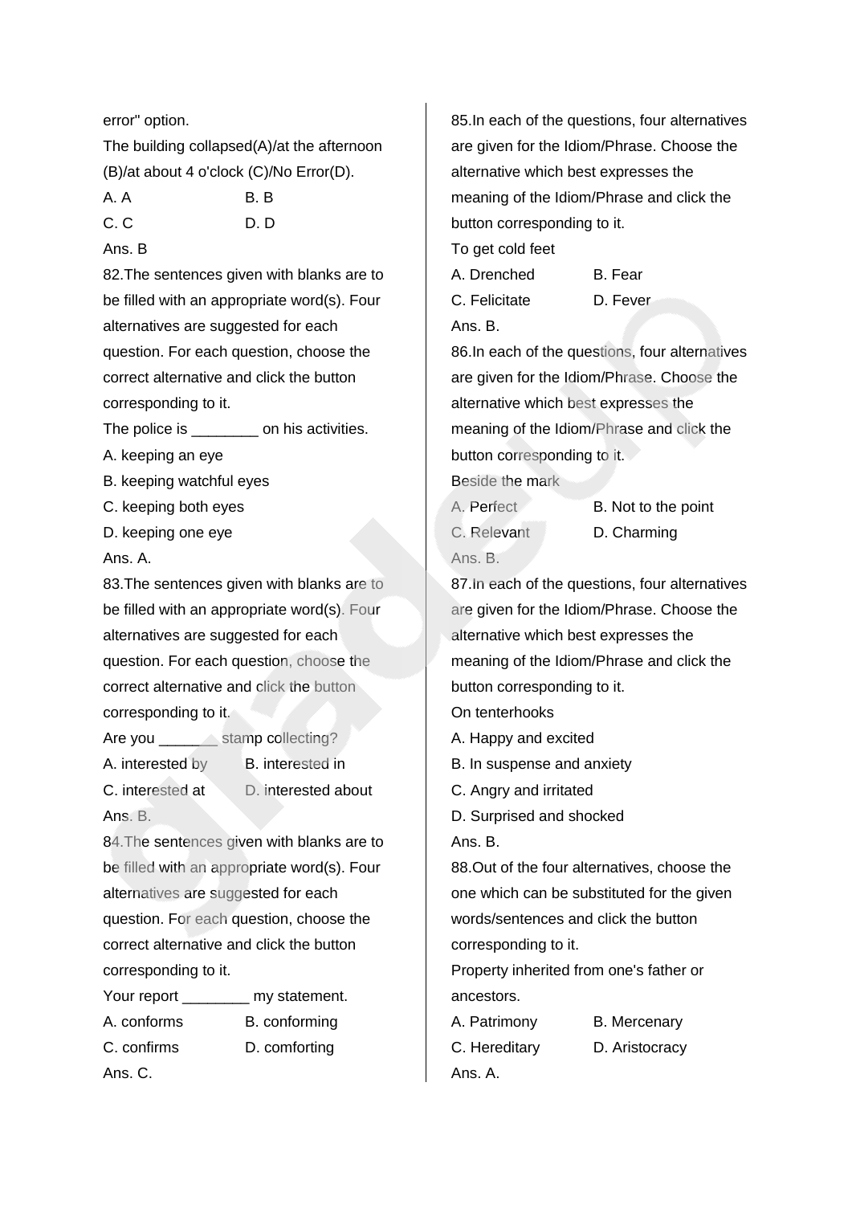error" option.

The building collapsed(A)/at the afternoon (B)/at about 4 o'clock (C)/No Error(D).

A. A B. B

C. C D. D

Ans. B

82.The sentences given with blanks are to be filled with an appropriate word(s). Four alternatives are suggested for each question. For each question, choose the correct alternative and click the button corresponding to it.

The police is ________ on his activities.

A. keeping an eye

B. keeping watchful eyes

C. keeping both eyes

D. keeping one eye

Ans. A.

83.The sentences given with blanks are to be filled with an appropriate word(s). Four alternatives are suggested for each question. For each question, choose the correct alternative and click the button corresponding to it.

Are you _______ stamp collecting?

A. interested by B. interested in

C. interested at D. interested about

Ans. B.

84.The sentences given with blanks are to be filled with an appropriate word(s). Four alternatives are suggested for each question. For each question, choose the correct alternative and click the button corresponding to it.

Your report ________ my statement.

A. conforms B. conforming

C. confirms D. comforting

Ans. C.

85.In each of the questions, four alternatives are given for the Idiom/Phrase. Choose the alternative which best expresses the meaning of the Idiom/Phrase and click the button corresponding to it.

To get cold feet

A. Drenched B. Fear

C. Felicitate D. Fever

Ans. B.

86.In each of the questions, four alternatives are given for the Idiom/Phrase. Choose the alternative which best expresses the meaning of the Idiom/Phrase and click the button corresponding to it.

Beside the mark

A. Perfect B. Not to the point

C. Relevant D. Charming

Ans. B.

87.In each of the questions, four alternatives are given for the Idiom/Phrase. Choose the alternative which best expresses the meaning of the Idiom/Phrase and click the button corresponding to it.

On tenterhooks

A. Happy and excited

B. In suspense and anxiety

C. Angry and irritated

D. Surprised and shocked

Ans. B.

88.Out of the four alternatives, choose the one which can be substituted for the given words/sentences and click the button corresponding to it.

Property inherited from one's father or ancestors.

A. Patrimony B. Mercenary

C. Hereditary D. Aristocracy

Ans. A.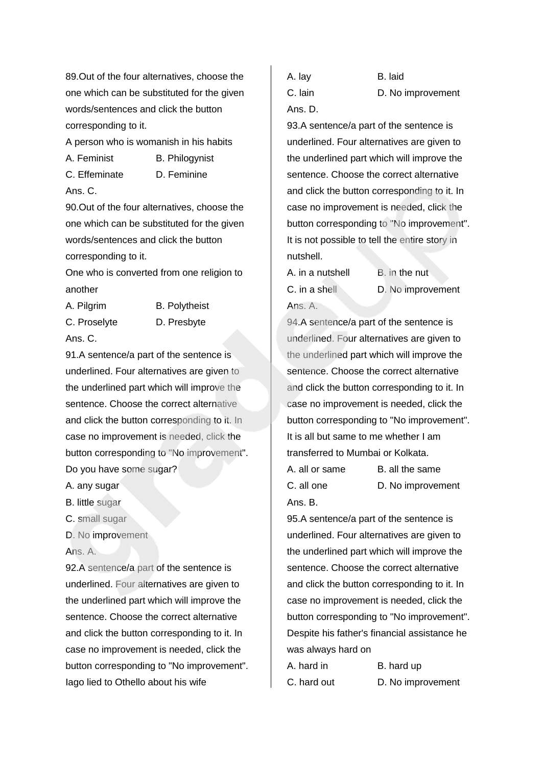89.Out of the four alternatives, choose the one which can be substituted for the given words/sentences and click the button corresponding to it.

A person who is womanish in his habits

A. Feminist B. Philogynist

C. Effeminate D. Feminine

Ans. C.

90.Out of the four alternatives, choose the one which can be substituted for the given words/sentences and click the button corresponding to it.

One who is converted from one religion to another

A. Pilgrim B. Polytheist

C. Proselyte D. Presbyte

Ans. C.

91.A sentence/a part of the sentence is underlined. Four alternatives are given to the underlined part which will improve the sentence. Choose the correct alternative and click the button corresponding to it. In case no improvement is needed, click the button corresponding to "No improvement".

Do you have some sugar?

A. any sugar

B. little sugar

C. small sugar

D. No improvement

Ans. A.

92.A sentence/a part of the sentence is underlined. Four alternatives are given to the underlined part which will improve the sentence. Choose the correct alternative and click the button corresponding to it. In case no improvement is needed, click the button corresponding to "No improvement".

Iago lied to Othello about his wife

A. lay B. laid

C. lain D. No improvement

Ans. D.

93.A sentence/a part of the sentence is underlined. Four alternatives are given to the underlined part which will improve the sentence. Choose the correct alternative and click the button corresponding to it. In case no improvement is needed, click the button corresponding to "No improvement".

It is not possible to tell the entire story in nutshell.

A. in a nutshell B. in the nut

C. in a shell D. No improvement

Ans. A.

94.A sentence/a part of the sentence is underlined. Four alternatives are given to the underlined part which will improve the sentence. Choose the correct alternative and click the button corresponding to it. In case no improvement is needed, click the button corresponding to "No improvement".

It is all but same to me whether I am transferred to Mumbai or Kolkata.

A. all or same B. all the same

C. all one D. No improvement

Ans. B.

95.A sentence/a part of the sentence is underlined. Four alternatives are given to the underlined part which will improve the sentence. Choose the correct alternative and click the button corresponding to it. In case no improvement is needed, click the button corresponding to "No improvement".

Despite his father's financial assistance he was always hard on

A. hard in B. hard up

C. hard out D. No improvement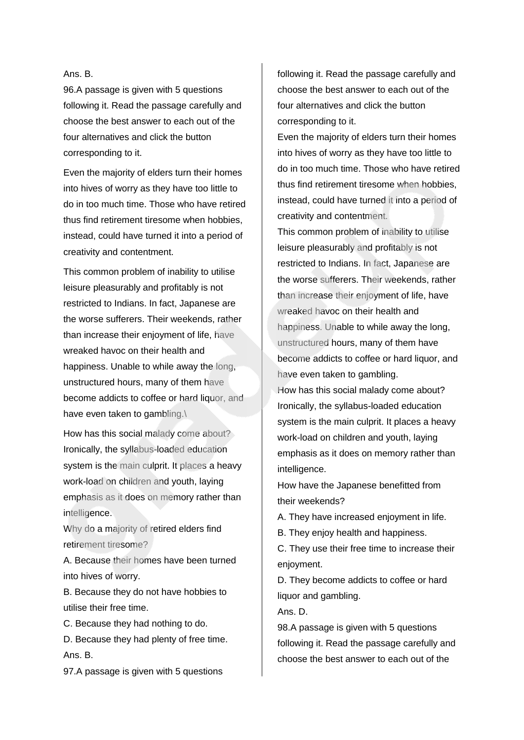Ans. B.

96.A passage is given with 5 questions following it. Read the passage carefully and choose the best answer to each out of the four alternatives and click the button corresponding to it.

Even the majority of elders turn their homes into hives of worry as they have too little to do in too much time. Those who have retired thus find retirement tiresome when hobbies, instead, could have turned it into a period of creativity and contentment.

This common problem of inability to utilise leisure pleasurably and profitably is not restricted to Indians. In fact, Japanese are the worse sufferers. Their weekends, rather than increase their enjoyment of life, have wreaked havoc on their health and happiness. Unable to while away the long, unstructured hours, many of them have become addicts to coffee or hard liquor, and have even taken to gambling.\

How has this social malady come about? Ironically, the syllabus-loaded education system is the main culprit. It places a heavy work-load on children and youth, laying emphasis as it does on memory rather than intelligence.

Why do a majority of retired elders find retirement tiresome?

A. Because their homes have been turned into hives of worry.

B. Because they do not have hobbies to utilise their free time.

C. Because they had nothing to do.

D. Because they had plenty of free time.

Ans. B.

97.A passage is given with 5 questions following it. Read the passage carefully and choose the best answer to each out of the four alternatives and click the button corresponding to it.

Even the majority of elders turn their homes into hives of worry as they have too little to do in too much time. Those who have retired thus find retirement tiresome when hobbies, instead, could have turned it into a period of creativity and contentment.

This common problem of inability to utilise leisure pleasurably and profitably is not restricted to Indians. In fact, Japanese are the worse sufferers. Their weekends, rather than increase their enjoyment of life, have wreaked havoc on their health and happiness. Unable to while away the long, unstructured hours, many of them have become addicts to coffee or hard liquor, and have even taken to gambling.

How has this social malady come about? Ironically, the syllabus-loaded education system is the main culprit. It places a heavy work-load on children and youth, laying emphasis as it does on memory rather than intelligence.

How have the Japanese benefitted from their weekends?

A. They have increased enjoyment in life.

B. They enjoy health and happiness.

C. They use their free time to increase their enjoyment.

D. They become addicts to coffee or hard liquor and gambling.

Ans. D.

98.A passage is given with 5 questions following it. Read the passage carefully and choose the best answer to each out of the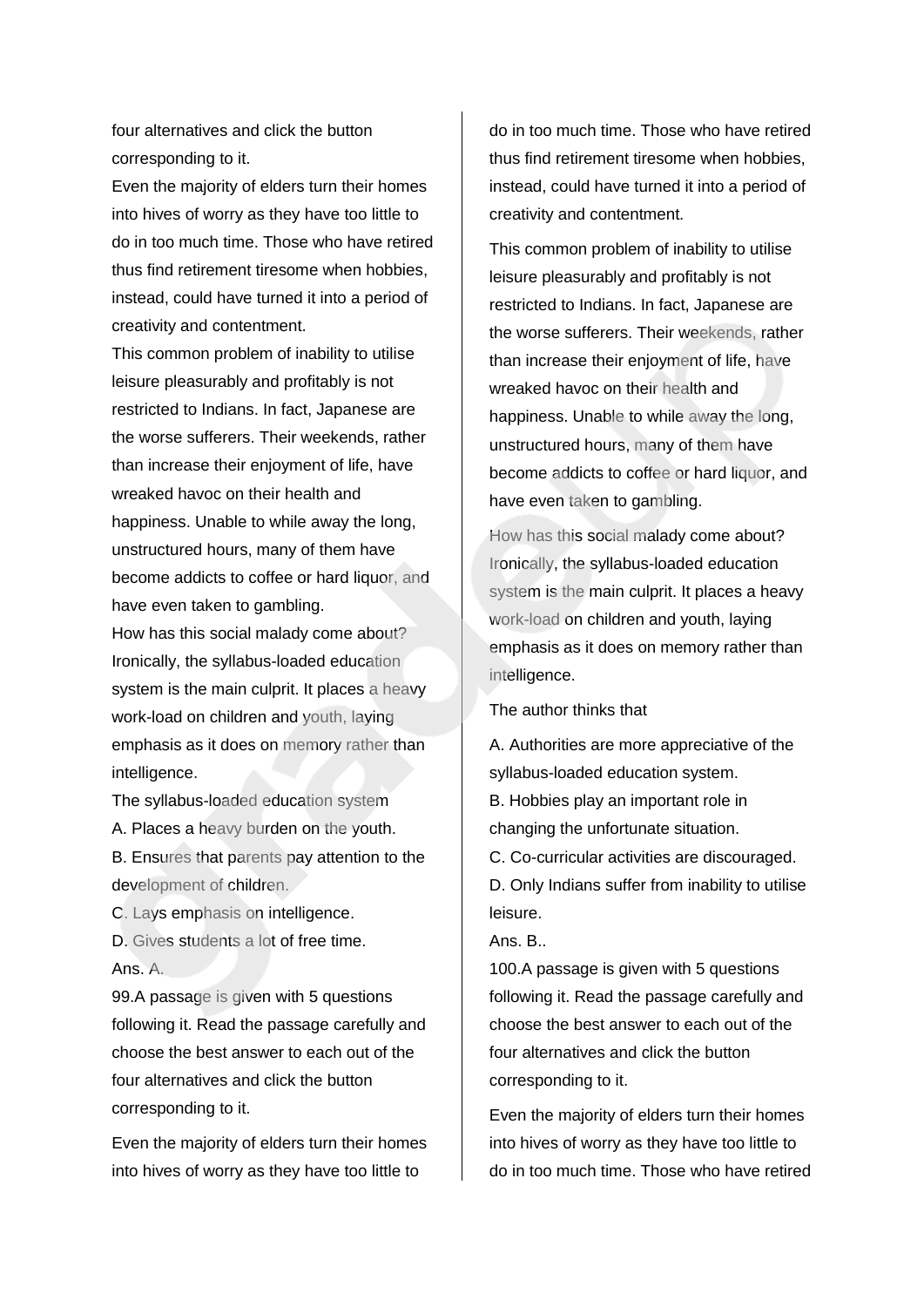four alternatives and click the button corresponding to it.

Even the majority of elders turn their homes into hives of worry as they have too little to do in too much time. Those who have retired thus find retirement tiresome when hobbies, instead, could have turned it into a period of creativity and contentment.

This common problem of inability to utilise leisure pleasurably and profitably is not restricted to Indians. In fact, Japanese are the worse sufferers. Their weekends, rather than increase their enjoyment of life, have wreaked havoc on their health and happiness. Unable to while away the long, unstructured hours, many of them have become addicts to coffee or hard liquor, and have even taken to gambling.

How has this social malady come about? Ironically, the syllabus-loaded education system is the main culprit. It places a heavy work-load on children and youth, laying emphasis as it does on memory rather than intelligence.

The syllabus-loaded education system

A. Places a heavy burden on the youth.

B. Ensures that parents pay attention to the development of children.

C. Lays emphasis on intelligence.

D. Gives students a lot of free time.

Ans. A.

99.A passage is given with 5 questions following it. Read the passage carefully and choose the best answer to each out of the four alternatives and click the button corresponding to it.

Even the majority of elders turn their homes into hives of worry as they have too little to do in too much time. Those who have retired thus find retirement tiresome when hobbies, instead, could have turned it into a period of creativity and contentment.

This common problem of inability to utilise leisure pleasurably and profitably is not restricted to Indians. In fact, Japanese are the worse sufferers. Their weekends, rather than increase their enjoyment of life, have wreaked havoc on their health and happiness. Unable to while away the long, unstructured hours, many of them have become addicts to coffee or hard liquor, and have even taken to gambling.

How has this social malady come about? Ironically, the syllabus-loaded education system is the main culprit. It places a heavy work-load on children and youth, laying emphasis as it does on memory rather than intelligence.

The author thinks that

A. Authorities are more appreciative of the syllabus-loaded education system.

B. Hobbies play an important role in changing the unfortunate situation.

C. Co-curricular activities are discouraged.

D. Only Indians suffer from inability to utilise leisure.

Ans. B..

100.A passage is given with 5 questions following it. Read the passage carefully and choose the best answer to each out of the four alternatives and click the button corresponding to it.

Even the majority of elders turn their homes into hives of worry as they have too little to do in too much time. Those who have retired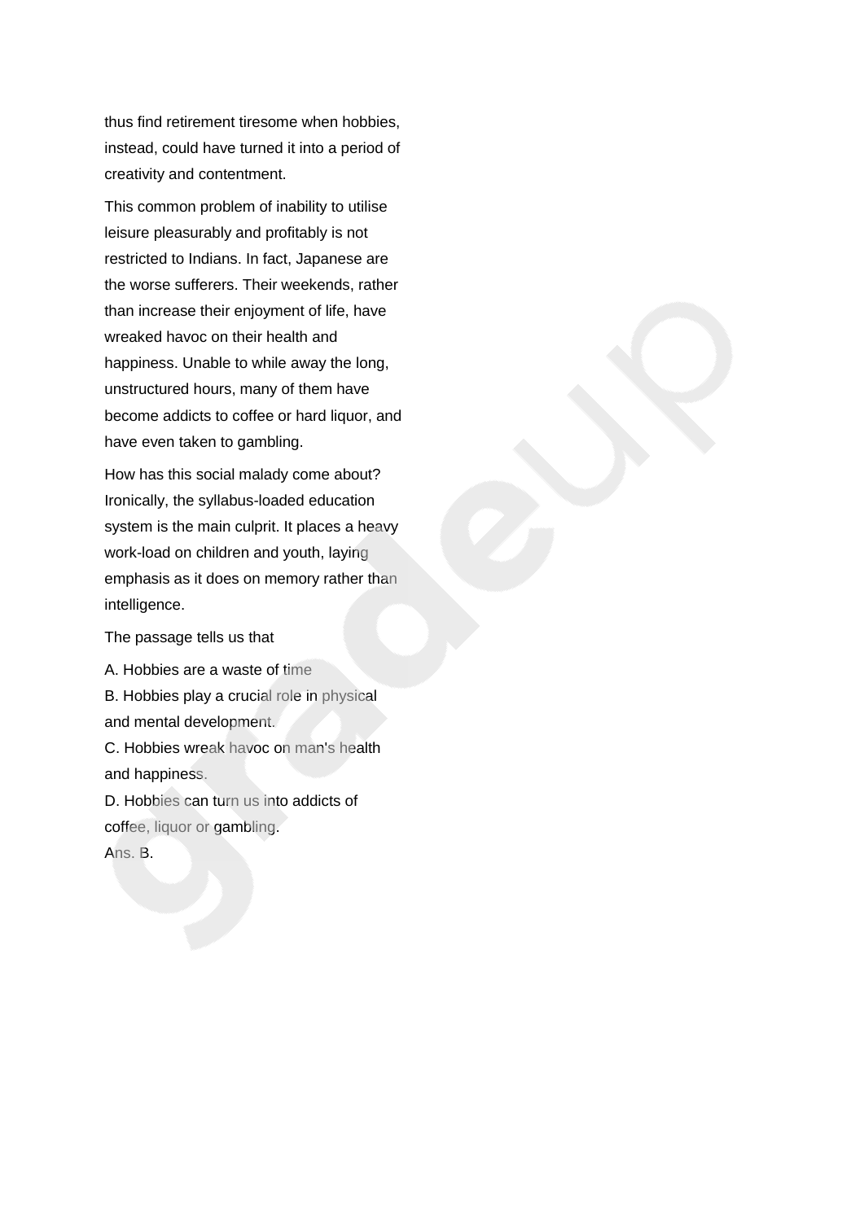thus find retirement tiresome when hobbies, instead, could have turned it into a period of creativity and contentment.

This common problem of inability to utilise leisure pleasurably and profitably is not restricted to Indians. In fact, Japanese are the worse sufferers. Their weekends, rather than increase their enjoyment of life, have wreaked havoc on their health and happiness. Unable to while away the long, unstructured hours, many of them have become addicts to coffee or hard liquor, and have even taken to gambling.

How has this social malady come about? Ironically, the syllabus-loaded education system is the main culprit. It places a heavy work-load on children and youth, laying emphasis as it does on memory rather than intelligence.

The passage tells us that

A. Hobbies are a waste of time
B. Hobbies play a crucial role in physical and mental development.
C. Hobbies wreak havoc on man's health and happiness.
D. Hobbies can turn us into addicts of coffee, liquor or gambling.
Ans. B.